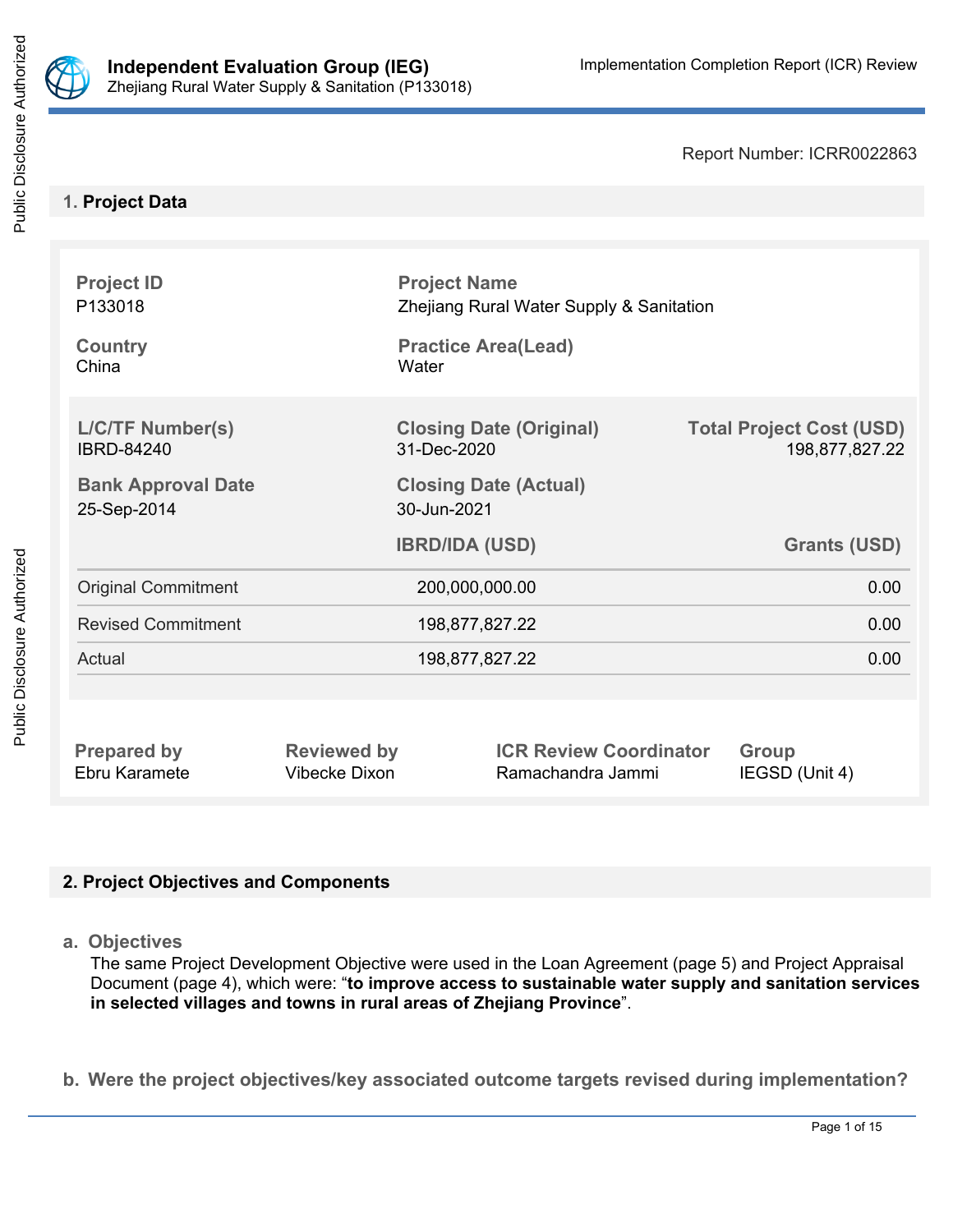# Independent Evaluation Group (IEG)

Zhejiang Rural Water Supply & Sanitation (P133018)

Implementation Completion Report (ICR) Review

Report Number: ICRR0022863

## 1. Project Data

| Project ID | Project Name | |
|---|---|---|
| P133018 | Zhejiang Rural Water Supply & Sanitation | |
| **Country** | **Practice Area(Lead)** | |
| China | Water | |

| L/C/TF Number(s) | Closing Date (Original) | Total Project Cost (USD) |
|---|---|---|
| IBRD-84240 | 31-Dec-2020 | 198,877,827.22 |
| **Bank Approval Date** | **Closing Date (Actual)** | |
| 25-Sep-2014 | 30-Jun-2021 | |

| | IBRD/IDA (USD) | Grants (USD) |
|---|---|---|
| Original Commitment | 200,000,000.00 | 0.00 |
| Revised Commitment | 198,877,827.22 | 0.00 |
| Actual | 198,877,827.22 | 0.00 |

| Prepared by | Reviewed by | ICR Review Coordinator | Group |
|---|---|---|---|
| Ebru Karamete | Vibecke Dixon | Ramachandra Jammi | IEGSD (Unit 4) |

## 2. Project Objectives and Components

### a. Objectives

The same Project Development Objective were used in the Loan Agreement (page 5) and Project Appraisal Document (page 4), which were: "**to improve access to sustainable water supply and sanitation services in selected villages and towns in rural areas of Zhejiang Province**".

### b. Were the project objectives/key associated outcome targets revised during implementation?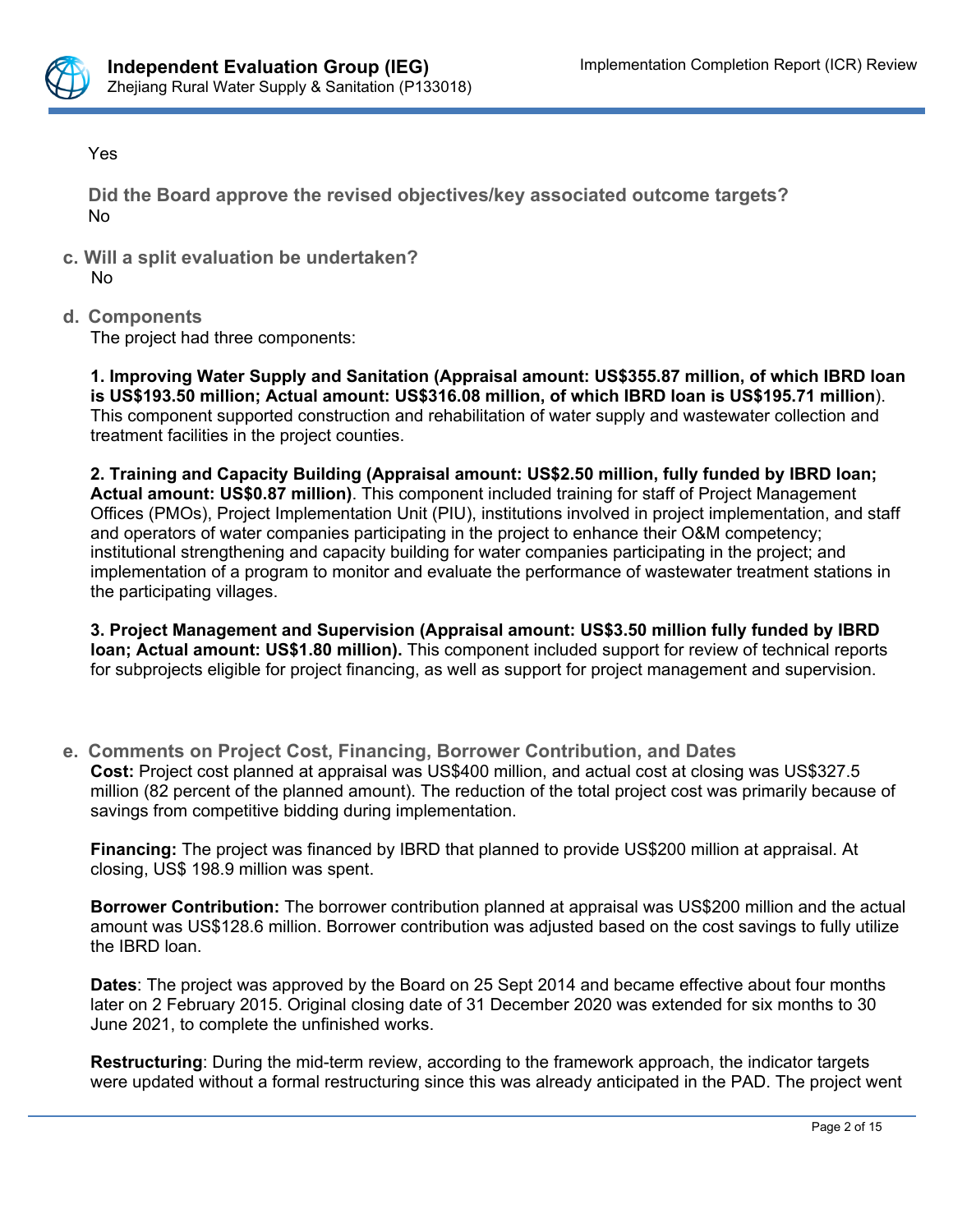Yes

**Did the Board approve the revised objectives/key associated outcome targets?**
No

**c. Will a split evaluation be undertaken?**
No

**d. Components**
The project had three components:

**1. Improving Water Supply and Sanitation (Appraisal amount: US$355.87 million, of which IBRD loan is US$193.50 million; Actual amount: US$316.08 million, of which IBRD loan is US$195.71 million**). This component supported construction and rehabilitation of water supply and wastewater collection and treatment facilities in the project counties.

**2. Training and Capacity Building (Appraisal amount: US$2.50 million, fully funded by IBRD loan; Actual amount: US$0.87 million)**. This component included training for staff of Project Management Offices (PMOs), Project Implementation Unit (PIU), institutions involved in project implementation, and staff and operators of water companies participating in the project to enhance their O&M competency; institutional strengthening and capacity building for water companies participating in the project; and implementation of a program to monitor and evaluate the performance of wastewater treatment stations in the participating villages.

**3. Project Management and Supervision (Appraisal amount: US$3.50 million fully funded by IBRD loan; Actual amount: US$1.80 million).** This component included support for review of technical reports for subprojects eligible for project financing, as well as support for project management and supervision.

**e. Comments on Project Cost, Financing, Borrower Contribution, and Dates**

**Cost:** Project cost planned at appraisal was US$400 million, and actual cost at closing was US$327.5 million (82 percent of the planned amount). The reduction of the total project cost was primarily because of savings from competitive bidding during implementation.

**Financing:** The project was financed by IBRD that planned to provide US$200 million at appraisal. At closing, US$ 198.9 million was spent.

**Borrower Contribution:** The borrower contribution planned at appraisal was US$200 million and the actual amount was US$128.6 million. Borrower contribution was adjusted based on the cost savings to fully utilize the IBRD loan.

**Dates**: The project was approved by the Board on 25 Sept 2014 and became effective about four months later on 2 February 2015. Original closing date of 31 December 2020 was extended for six months to 30 June 2021, to complete the unfinished works.

**Restructuring**: During the mid-term review, according to the framework approach, the indicator targets were updated without a formal restructuring since this was already anticipated in the PAD. The project went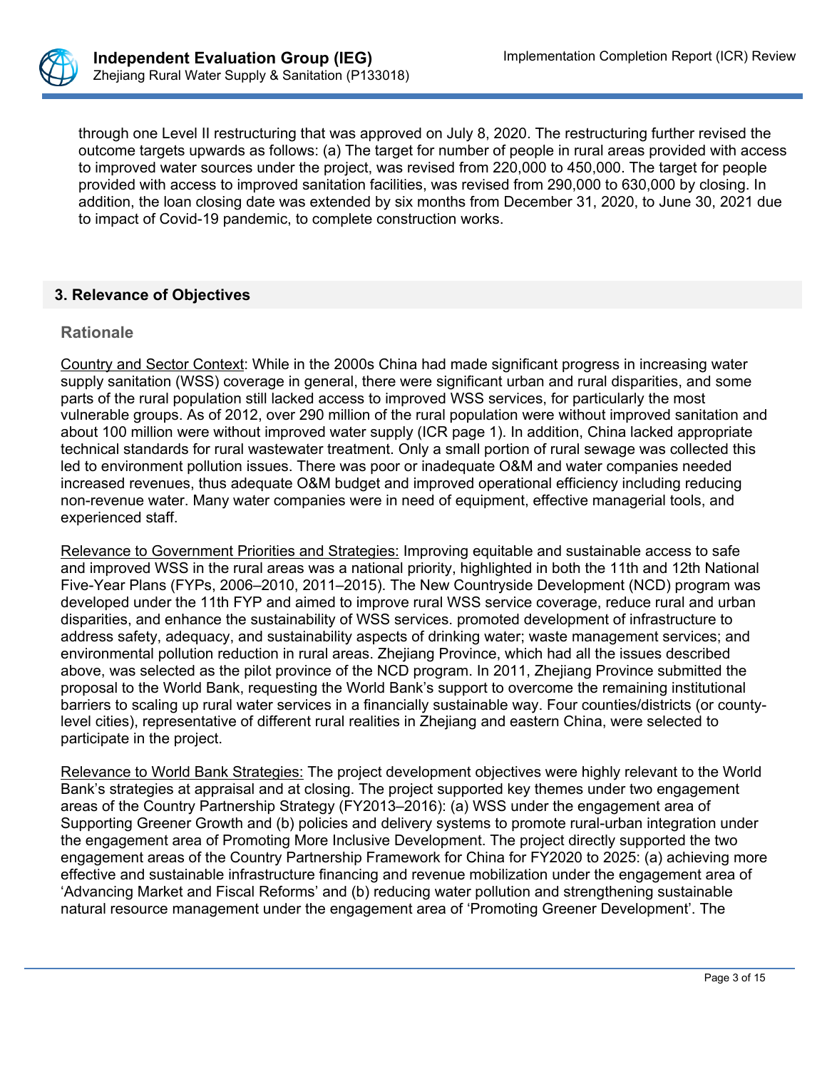through one Level II restructuring that was approved on July 8, 2020. The restructuring further revised the outcome targets upwards as follows: (a) The target for number of people in rural areas provided with access to improved water sources under the project, was revised from 220,000 to 450,000. The target for people provided with access to improved sanitation facilities, was revised from 290,000 to 630,000 by closing. In addition, the loan closing date was extended by six months from December 31, 2020, to June 30, 2021 due to impact of Covid-19 pandemic, to complete construction works.

## 3. Relevance of Objectives

### Rationale

Country and Sector Context: While in the 2000s China had made significant progress in increasing water supply sanitation (WSS) coverage in general, there were significant urban and rural disparities, and some parts of the rural population still lacked access to improved WSS services, for particularly the most vulnerable groups. As of 2012, over 290 million of the rural population were without improved sanitation and about 100 million were without improved water supply (ICR page 1). In addition, China lacked appropriate technical standards for rural wastewater treatment. Only a small portion of rural sewage was collected this led to environment pollution issues. There was poor or inadequate O&M and water companies needed increased revenues, thus adequate O&M budget and improved operational efficiency including reducing non-revenue water. Many water companies were in need of equipment, effective managerial tools, and experienced staff.

Relevance to Government Priorities and Strategies: Improving equitable and sustainable access to safe and improved WSS in the rural areas was a national priority, highlighted in both the 11th and 12th National Five-Year Plans (FYPs, 2006–2010, 2011–2015). The New Countryside Development (NCD) program was developed under the 11th FYP and aimed to improve rural WSS service coverage, reduce rural and urban disparities, and enhance the sustainability of WSS services. promoted development of infrastructure to address safety, adequacy, and sustainability aspects of drinking water; waste management services; and environmental pollution reduction in rural areas. Zhejiang Province, which had all the issues described above, was selected as the pilot province of the NCD program. In 2011, Zhejiang Province submitted the proposal to the World Bank, requesting the World Bank's support to overcome the remaining institutional barriers to scaling up rural water services in a financially sustainable way. Four counties/districts (or county-level cities), representative of different rural realities in Zhejiang and eastern China, were selected to participate in the project.

Relevance to World Bank Strategies: The project development objectives were highly relevant to the World Bank's strategies at appraisal and at closing. The project supported key themes under two engagement areas of the Country Partnership Strategy (FY2013–2016): (a) WSS under the engagement area of Supporting Greener Growth and (b) policies and delivery systems to promote rural-urban integration under the engagement area of Promoting More Inclusive Development. The project directly supported the two engagement areas of the Country Partnership Framework for China for FY2020 to 2025: (a) achieving more effective and sustainable infrastructure financing and revenue mobilization under the engagement area of 'Advancing Market and Fiscal Reforms' and (b) reducing water pollution and strengthening sustainable natural resource management under the engagement area of 'Promoting Greener Development'. The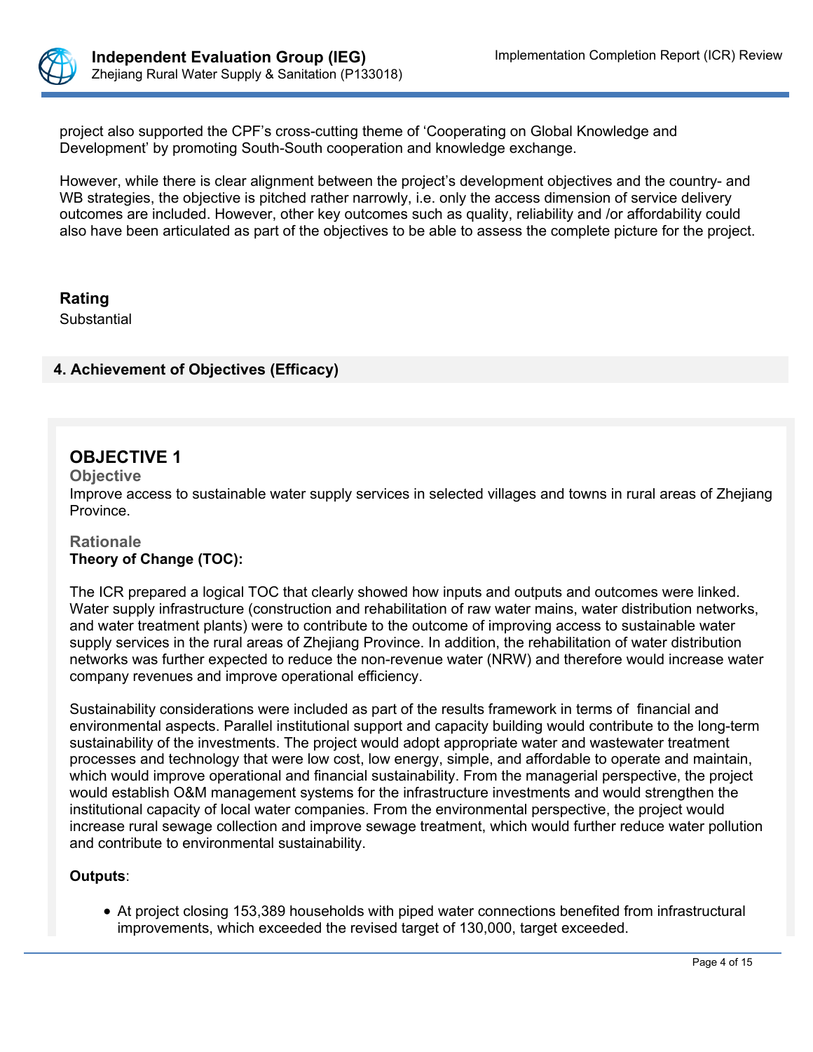project also supported the CPF's cross-cutting theme of 'Cooperating on Global Knowledge and Development' by promoting South-South cooperation and knowledge exchange.

However, while there is clear alignment between the project's development objectives and the country- and WB strategies, the objective is pitched rather narrowly, i.e. only the access dimension of service delivery outcomes are included. However, other key outcomes such as quality, reliability and /or affordability could also have been articulated as part of the objectives to be able to assess the complete picture for the project.

### Rating

Substantial

## 4. Achievement of Objectives (Efficacy)

### OBJECTIVE 1

**Objective**

Improve access to sustainable water supply services in selected villages and towns in rural areas of Zhejiang Province.

**Rationale**

**Theory of Change (TOC):**

The ICR prepared a logical TOC that clearly showed how inputs and outputs and outcomes were linked. Water supply infrastructure (construction and rehabilitation of raw water mains, water distribution networks, and water treatment plants) were to contribute to the outcome of improving access to sustainable water supply services in the rural areas of Zhejiang Province. In addition, the rehabilitation of water distribution networks was further expected to reduce the non-revenue water (NRW) and therefore would increase water company revenues and improve operational efficiency.

Sustainability considerations were included as part of the results framework in terms of financial and environmental aspects. Parallel institutional support and capacity building would contribute to the long-term sustainability of the investments. The project would adopt appropriate water and wastewater treatment processes and technology that were low cost, low energy, simple, and affordable to operate and maintain, which would improve operational and financial sustainability. From the managerial perspective, the project would establish O&M management systems for the infrastructure investments and would strengthen the institutional capacity of local water companies. From the environmental perspective, the project would increase rural sewage collection and improve sewage treatment, which would further reduce water pollution and contribute to environmental sustainability.

**Outputs**:

- At project closing 153,389 households with piped water connections benefited from infrastructural improvements, which exceeded the revised target of 130,000, target exceeded.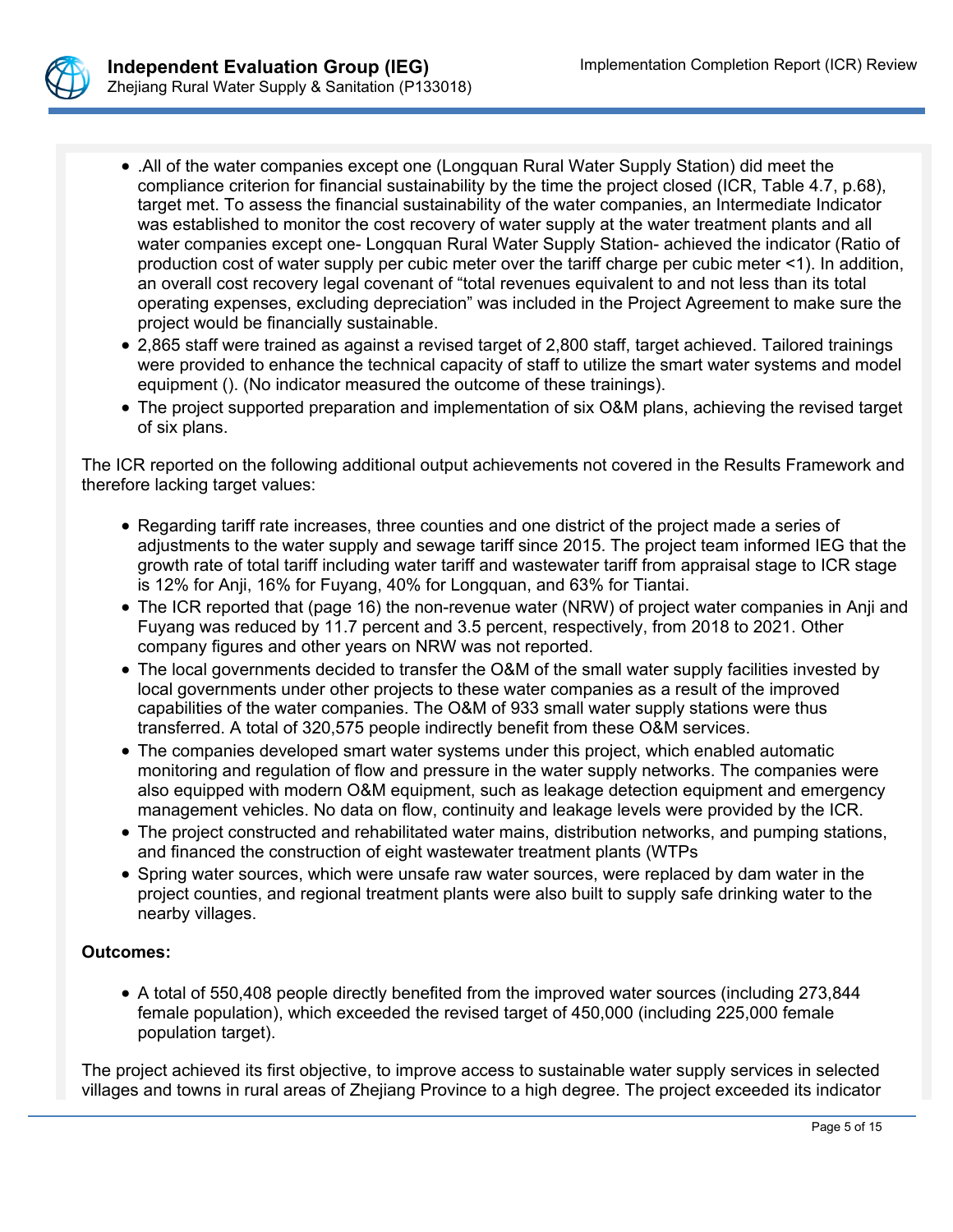- .All of the water companies except one (Longquan Rural Water Supply Station) did meet the compliance criterion for financial sustainability by the time the project closed (ICR, Table 4.7, p.68), target met. To assess the financial sustainability of the water companies, an Intermediate Indicator was established to monitor the cost recovery of water supply at the water treatment plants and all water companies except one- Longquan Rural Water Supply Station- achieved the indicator (Ratio of production cost of water supply per cubic meter over the tariff charge per cubic meter <1). In addition, an overall cost recovery legal covenant of "total revenues equivalent to and not less than its total operating expenses, excluding depreciation" was included in the Project Agreement to make sure the project would be financially sustainable.
- 2,865 staff were trained as against a revised target of 2,800 staff, target achieved. Tailored trainings were provided to enhance the technical capacity of staff to utilize the smart water systems and model equipment (). (No indicator measured the outcome of these trainings).
- The project supported preparation and implementation of six O&M plans, achieving the revised target of six plans.

The ICR reported on the following additional output achievements not covered in the Results Framework and therefore lacking target values:

- Regarding tariff rate increases, three counties and one district of the project made a series of adjustments to the water supply and sewage tariff since 2015. The project team informed IEG that the growth rate of total tariff including water tariff and wastewater tariff from appraisal stage to ICR stage is 12% for Anji, 16% for Fuyang, 40% for Longquan, and 63% for Tiantai.
- The ICR reported that (page 16) the non-revenue water (NRW) of project water companies in Anji and Fuyang was reduced by 11.7 percent and 3.5 percent, respectively, from 2018 to 2021. Other company figures and other years on NRW was not reported.
- The local governments decided to transfer the O&M of the small water supply facilities invested by local governments under other projects to these water companies as a result of the improved capabilities of the water companies. The O&M of 933 small water supply stations were thus transferred. A total of 320,575 people indirectly benefit from these O&M services.
- The companies developed smart water systems under this project, which enabled automatic monitoring and regulation of flow and pressure in the water supply networks. The companies were also equipped with modern O&M equipment, such as leakage detection equipment and emergency management vehicles. No data on flow, continuity and leakage levels were provided by the ICR.
- The project constructed and rehabilitated water mains, distribution networks, and pumping stations, and financed the construction of eight wastewater treatment plants (WTPs
- Spring water sources, which were unsafe raw water sources, were replaced by dam water in the project counties, and regional treatment plants were also built to supply safe drinking water to the nearby villages.

**Outcomes:**

- A total of 550,408 people directly benefited from the improved water sources (including 273,844 female population), which exceeded the revised target of 450,000 (including 225,000 female population target).

The project achieved its first objective, to improve access to sustainable water supply services in selected villages and towns in rural areas of Zhejiang Province to a high degree. The project exceeded its indicator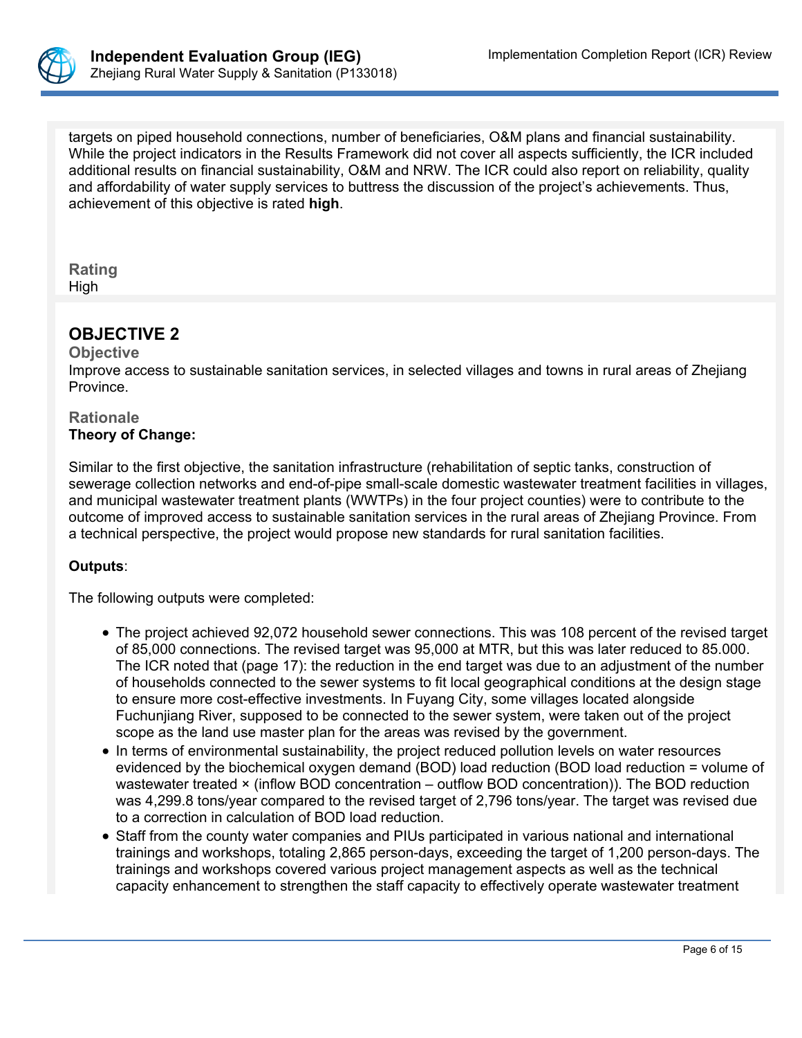targets on piped household connections, number of beneficiaries, O&M plans and financial sustainability. While the project indicators in the Results Framework did not cover all aspects sufficiently, the ICR included additional results on financial sustainability, O&M and NRW. The ICR could also report on reliability, quality and affordability of water supply services to buttress the discussion of the project's achievements. Thus, achievement of this objective is rated **high**.

**Rating**
High

## OBJECTIVE 2

**Objective**
Improve access to sustainable sanitation services, in selected villages and towns in rural areas of Zhejiang Province.

**Rationale**
**Theory of Change:**

Similar to the first objective, the sanitation infrastructure (rehabilitation of septic tanks, construction of sewerage collection networks and end-of-pipe small-scale domestic wastewater treatment facilities in villages, and municipal wastewater treatment plants (WWTPs) in the four project counties) were to contribute to the outcome of improved access to sustainable sanitation services in the rural areas of Zhejiang Province. From a technical perspective, the project would propose new standards for rural sanitation facilities.

**Outputs**:

The following outputs were completed:

- The project achieved 92,072 household sewer connections. This was 108 percent of the revised target of 85,000 connections. The revised target was 95,000 at MTR, but this was later reduced to 85.000. The ICR noted that (page 17): the reduction in the end target was due to an adjustment of the number of households connected to the sewer systems to fit local geographical conditions at the design stage to ensure more cost-effective investments. In Fuyang City, some villages located alongside Fuchunjiang River, supposed to be connected to the sewer system, were taken out of the project scope as the land use master plan for the areas was revised by the government.
- In terms of environmental sustainability, the project reduced pollution levels on water resources evidenced by the biochemical oxygen demand (BOD) load reduction (BOD load reduction = volume of wastewater treated × (inflow BOD concentration – outflow BOD concentration)). The BOD reduction was 4,299.8 tons/year compared to the revised target of 2,796 tons/year. The target was revised due to a correction in calculation of BOD load reduction.
- Staff from the county water companies and PIUs participated in various national and international trainings and workshops, totaling 2,865 person-days, exceeding the target of 1,200 person-days. The trainings and workshops covered various project management aspects as well as the technical capacity enhancement to strengthen the staff capacity to effectively operate wastewater treatment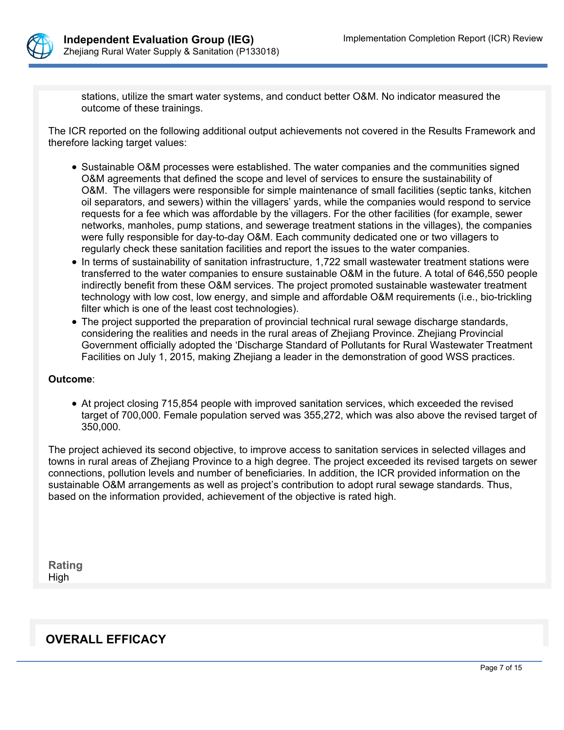stations, utilize the smart water systems, and conduct better O&M. No indicator measured the outcome of these trainings.

The ICR reported on the following additional output achievements not covered in the Results Framework and therefore lacking target values:

- Sustainable O&M processes were established. The water companies and the communities signed O&M agreements that defined the scope and level of services to ensure the sustainability of O&M. The villagers were responsible for simple maintenance of small facilities (septic tanks, kitchen oil separators, and sewers) within the villagers' yards, while the companies would respond to service requests for a fee which was affordable by the villagers. For the other facilities (for example, sewer networks, manholes, pump stations, and sewerage treatment stations in the villages), the companies were fully responsible for day-to-day O&M. Each community dedicated one or two villagers to regularly check these sanitation facilities and report the issues to the water companies.
- In terms of sustainability of sanitation infrastructure, 1,722 small wastewater treatment stations were transferred to the water companies to ensure sustainable O&M in the future. A total of 646,550 people indirectly benefit from these O&M services. The project promoted sustainable wastewater treatment technology with low cost, low energy, and simple and affordable O&M requirements (i.e., bio-trickling filter which is one of the least cost technologies).
- The project supported the preparation of provincial technical rural sewage discharge standards, considering the realities and needs in the rural areas of Zhejiang Province. Zhejiang Provincial Government officially adopted the 'Discharge Standard of Pollutants for Rural Wastewater Treatment Facilities on July 1, 2015, making Zhejiang a leader in the demonstration of good WSS practices.

**Outcome**:

- At project closing 715,854 people with improved sanitation services, which exceeded the revised target of 700,000. Female population served was 355,272, which was also above the revised target of 350,000.

The project achieved its second objective, to improve access to sanitation services in selected villages and towns in rural areas of Zhejiang Province to a high degree. The project exceeded its revised targets on sewer connections, pollution levels and number of beneficiaries. In addition, the ICR provided information on the sustainable O&M arrangements as well as project's contribution to adopt rural sewage standards. Thus, based on the information provided, achievement of the objective is rated high.

**Rating**

High

## OVERALL EFFICACY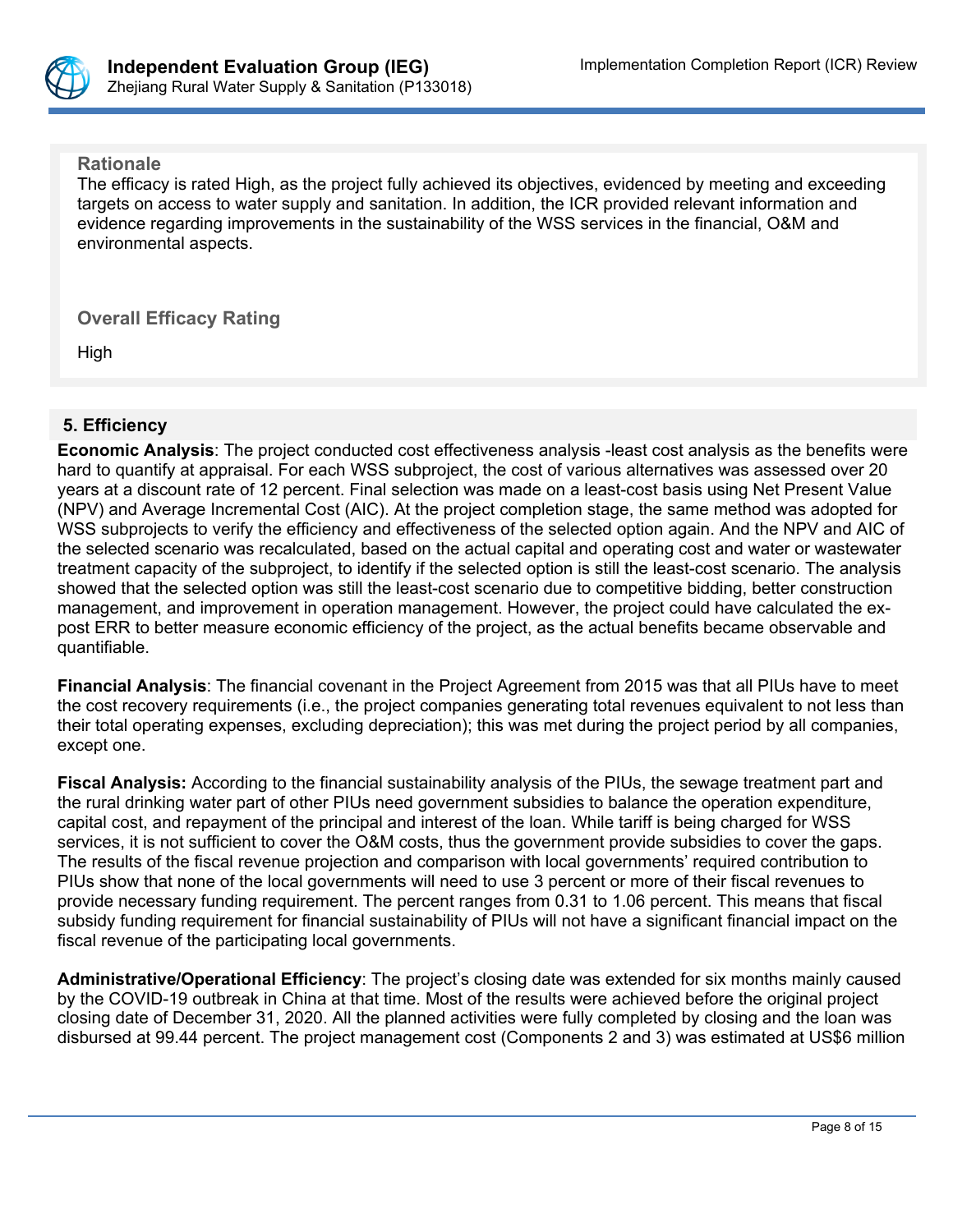**Rationale**

The efficacy is rated High, as the project fully achieved its objectives, evidenced by meeting and exceeding targets on access to water supply and sanitation. In addition, the ICR provided relevant information and evidence regarding improvements in the sustainability of the WSS services in the financial, O&M and environmental aspects.

**Overall Efficacy Rating**

High

## 5. Efficiency

**Economic Analysis**: The project conducted cost effectiveness analysis -least cost analysis as the benefits were hard to quantify at appraisal. For each WSS subproject, the cost of various alternatives was assessed over 20 years at a discount rate of 12 percent. Final selection was made on a least-cost basis using Net Present Value (NPV) and Average Incremental Cost (AIC). At the project completion stage, the same method was adopted for WSS subprojects to verify the efficiency and effectiveness of the selected option again. And the NPV and AIC of the selected scenario was recalculated, based on the actual capital and operating cost and water or wastewater treatment capacity of the subproject, to identify if the selected option is still the least-cost scenario. The analysis showed that the selected option was still the least-cost scenario due to competitive bidding, better construction management, and improvement in operation management. However, the project could have calculated the ex-post ERR to better measure economic efficiency of the project, as the actual benefits became observable and quantifiable.

**Financial Analysis**: The financial covenant in the Project Agreement from 2015 was that all PIUs have to meet the cost recovery requirements (i.e., the project companies generating total revenues equivalent to not less than their total operating expenses, excluding depreciation); this was met during the project period by all companies, except one.

**Fiscal Analysis:** According to the financial sustainability analysis of the PIUs, the sewage treatment part and the rural drinking water part of other PIUs need government subsidies to balance the operation expenditure, capital cost, and repayment of the principal and interest of the loan. While tariff is being charged for WSS services, it is not sufficient to cover the O&M costs, thus the government provide subsidies to cover the gaps. The results of the fiscal revenue projection and comparison with local governments' required contribution to PIUs show that none of the local governments will need to use 3 percent or more of their fiscal revenues to provide necessary funding requirement. The percent ranges from 0.31 to 1.06 percent. This means that fiscal subsidy funding requirement for financial sustainability of PIUs will not have a significant financial impact on the fiscal revenue of the participating local governments.

**Administrative/Operational Efficiency**: The project's closing date was extended for six months mainly caused by the COVID-19 outbreak in China at that time. Most of the results were achieved before the original project closing date of December 31, 2020. All the planned activities were fully completed by closing and the loan was disbursed at 99.44 percent. The project management cost (Components 2 and 3) was estimated at US$6 million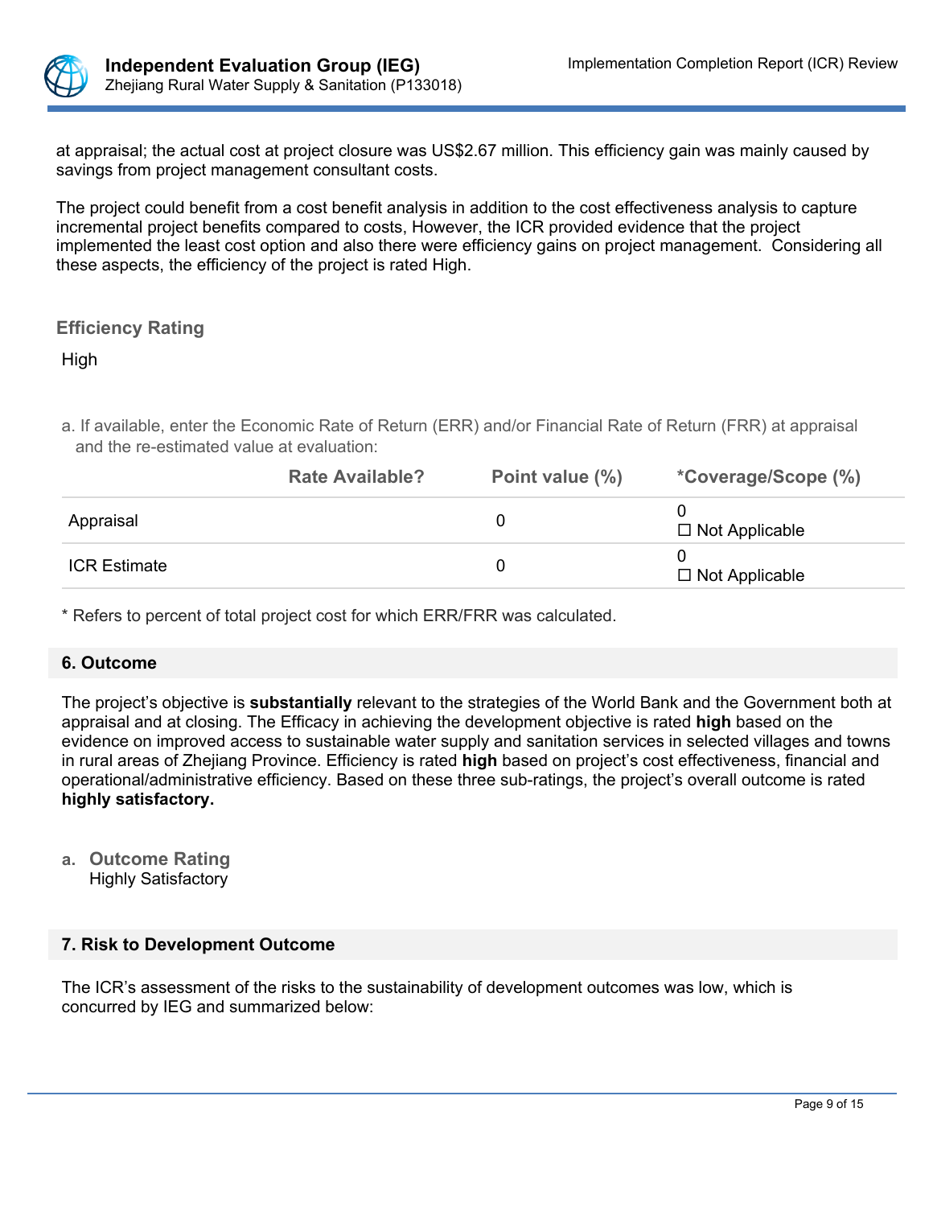at appraisal; the actual cost at project closure was US$2.67 million. This efficiency gain was mainly caused by savings from project management consultant costs.

The project could benefit from a cost benefit analysis in addition to the cost effectiveness analysis to capture incremental project benefits compared to costs, However, the ICR provided evidence that the project implemented the least cost option and also there were efficiency gains on project management. Considering all these aspects, the efficiency of the project is rated High.

### Efficiency Rating

High

a. If available, enter the Economic Rate of Return (ERR) and/or Financial Rate of Return (FRR) at appraisal and the re-estimated value at evaluation:

| | Rate Available? | Point value (%) | *Coverage/Scope (%) |
|---|---|---|---|
| Appraisal | | 0 | 0<br>☐ Not Applicable |
| ICR Estimate | | 0 | 0<br>☐ Not Applicable |

* Refers to percent of total project cost for which ERR/FRR was calculated.

## 6. Outcome

The project's objective is **substantially** relevant to the strategies of the World Bank and the Government both at appraisal and at closing. The Efficacy in achieving the development objective is rated **high** based on the evidence on improved access to sustainable water supply and sanitation services in selected villages and towns in rural areas of Zhejiang Province. Efficiency is rated **high** based on project's cost effectiveness, financial and operational/administrative efficiency. Based on these three sub-ratings, the project's overall outcome is rated **highly satisfactory.**

a. **Outcome Rating**
Highly Satisfactory

## 7. Risk to Development Outcome

The ICR's assessment of the risks to the sustainability of development outcomes was low, which is concurred by IEG and summarized below: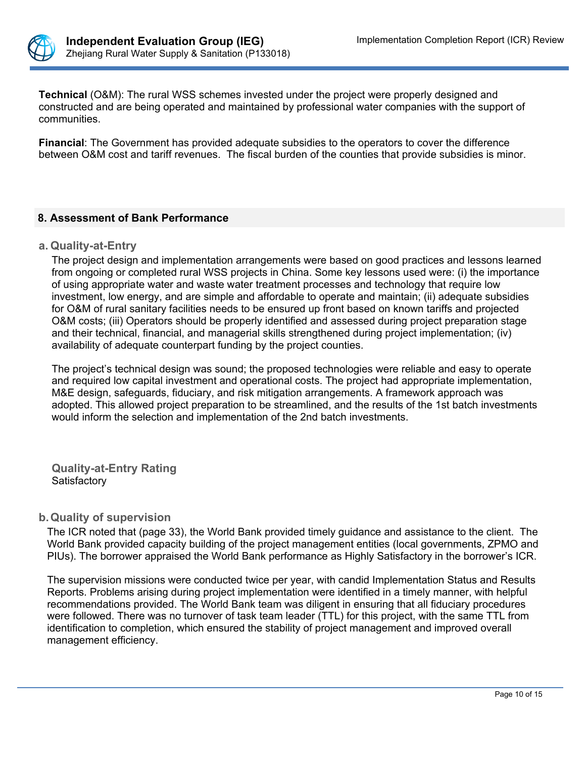**Technical** (O&M): The rural WSS schemes invested under the project were properly designed and constructed and are being operated and maintained by professional water companies with the support of communities.

**Financial**: The Government has provided adequate subsidies to the operators to cover the difference between O&M cost and tariff revenues. The fiscal burden of the counties that provide subsidies is minor.

## 8. Assessment of Bank Performance

### a. Quality-at-Entry

The project design and implementation arrangements were based on good practices and lessons learned from ongoing or completed rural WSS projects in China. Some key lessons used were: (i) the importance of using appropriate water and waste water treatment processes and technology that require low investment, low energy, and are simple and affordable to operate and maintain; (ii) adequate subsidies for O&M of rural sanitary facilities needs to be ensured up front based on known tariffs and projected O&M costs; (iii) Operators should be properly identified and assessed during project preparation stage and their technical, financial, and managerial skills strengthened during project implementation; (iv) availability of adequate counterpart funding by the project counties.

The project's technical design was sound; the proposed technologies were reliable and easy to operate and required low capital investment and operational costs. The project had appropriate implementation, M&E design, safeguards, fiduciary, and risk mitigation arrangements. A framework approach was adopted. This allowed project preparation to be streamlined, and the results of the 1st batch investments would inform the selection and implementation of the 2nd batch investments.

**Quality-at-Entry Rating**
Satisfactory

### b. Quality of supervision

The ICR noted that (page 33), the World Bank provided timely guidance and assistance to the client. The World Bank provided capacity building of the project management entities (local governments, ZPMO and PIUs). The borrower appraised the World Bank performance as Highly Satisfactory in the borrower's ICR.

The supervision missions were conducted twice per year, with candid Implementation Status and Results Reports. Problems arising during project implementation were identified in a timely manner, with helpful recommendations provided. The World Bank team was diligent in ensuring that all fiduciary procedures were followed. There was no turnover of task team leader (TTL) for this project, with the same TTL from identification to completion, which ensured the stability of project management and improved overall management efficiency.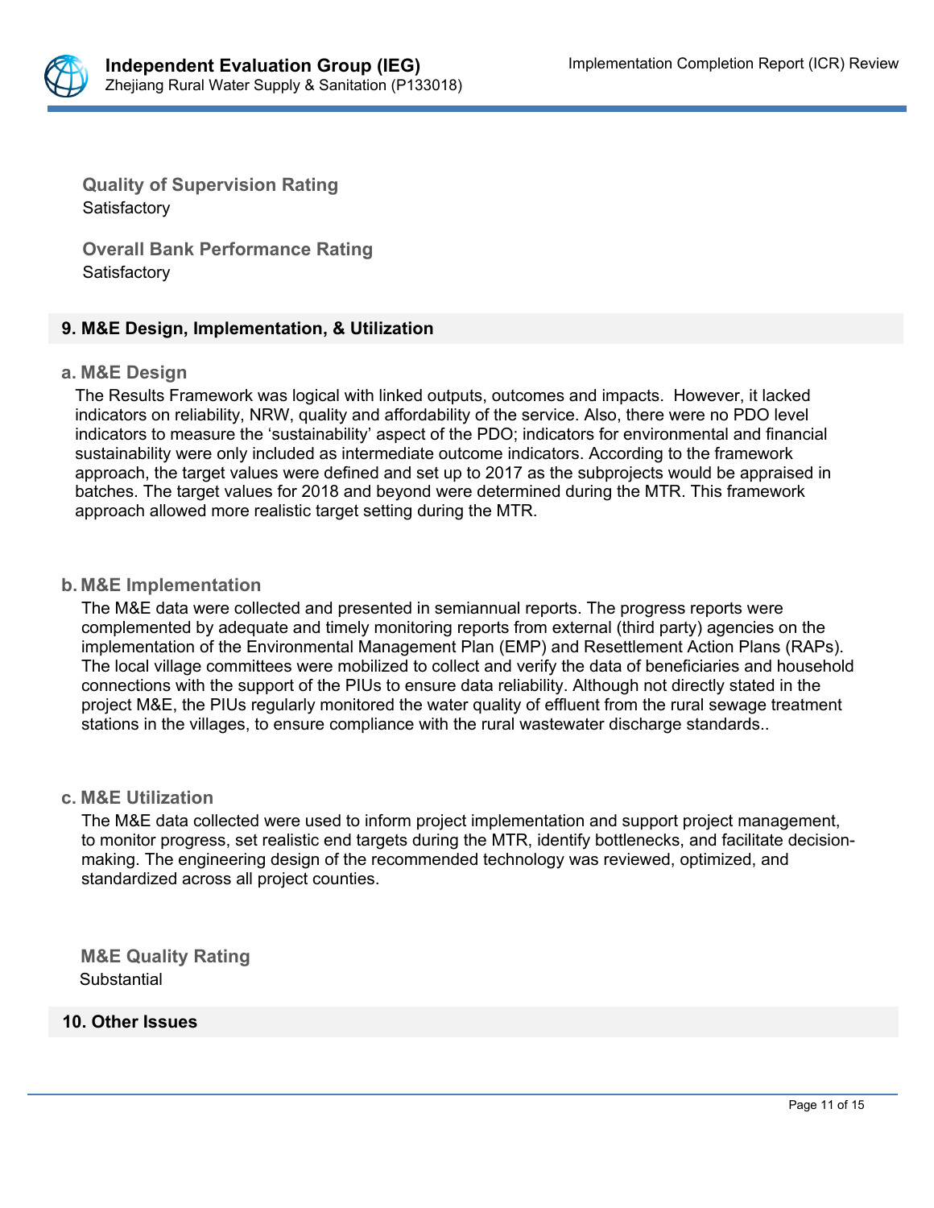**Quality of Supervision Rating**
Satisfactory

**Overall Bank Performance Rating**
Satisfactory

## 9. M&E Design, Implementation, & Utilization

### a. M&E Design

The Results Framework was logical with linked outputs, outcomes and impacts. However, it lacked indicators on reliability, NRW, quality and affordability of the service. Also, there were no PDO level indicators to measure the 'sustainability' aspect of the PDO; indicators for environmental and financial sustainability were only included as intermediate outcome indicators. According to the framework approach, the target values were defined and set up to 2017 as the subprojects would be appraised in batches. The target values for 2018 and beyond were determined during the MTR. This framework approach allowed more realistic target setting during the MTR.

### b. M&E Implementation

The M&E data were collected and presented in semiannual reports. The progress reports were complemented by adequate and timely monitoring reports from external (third party) agencies on the implementation of the Environmental Management Plan (EMP) and Resettlement Action Plans (RAPs). The local village committees were mobilized to collect and verify the data of beneficiaries and household connections with the support of the PIUs to ensure data reliability. Although not directly stated in the project M&E, the PIUs regularly monitored the water quality of effluent from the rural sewage treatment stations in the villages, to ensure compliance with the rural wastewater discharge standards..

### c. M&E Utilization

The M&E data collected were used to inform project implementation and support project management, to monitor progress, set realistic end targets during the MTR, identify bottlenecks, and facilitate decision-making. The engineering design of the recommended technology was reviewed, optimized, and standardized across all project counties.

**M&E Quality Rating**
Substantial

## 10. Other Issues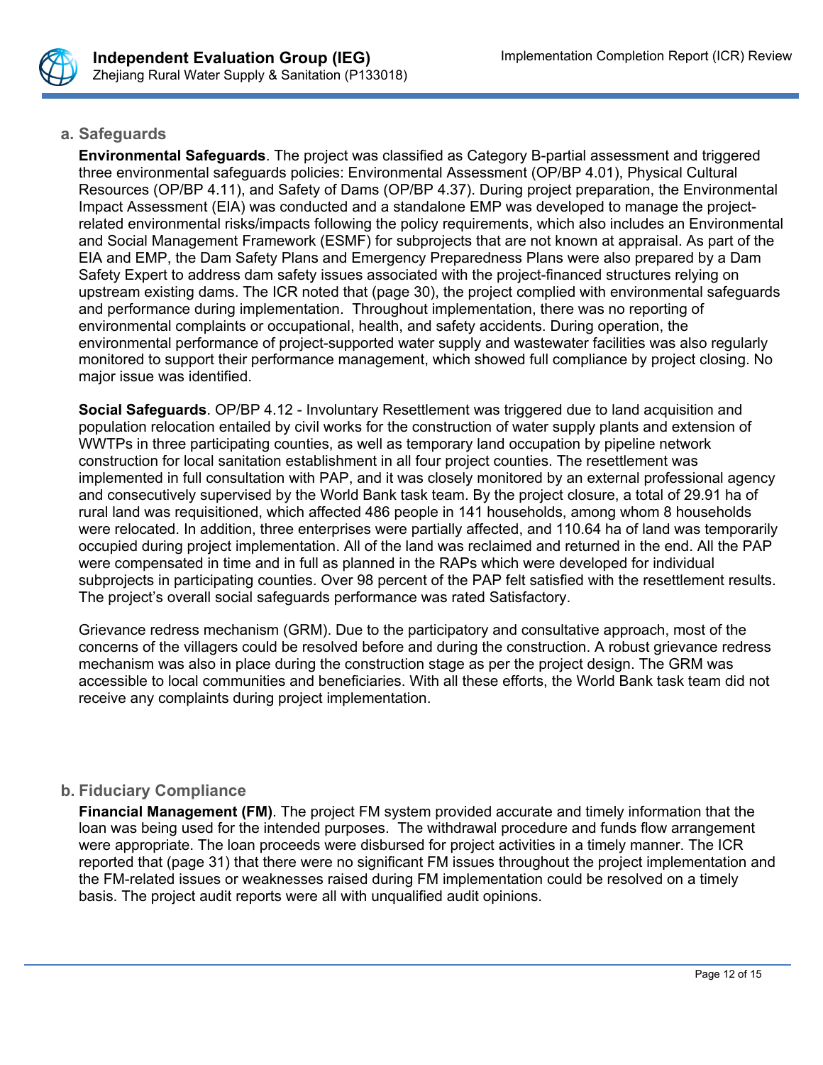## a. Safeguards

**Environmental Safeguards**. The project was classified as Category B-partial assessment and triggered three environmental safeguards policies: Environmental Assessment (OP/BP 4.01), Physical Cultural Resources (OP/BP 4.11), and Safety of Dams (OP/BP 4.37). During project preparation, the Environmental Impact Assessment (EIA) was conducted and a standalone EMP was developed to manage the project-related environmental risks/impacts following the policy requirements, which also includes an Environmental and Social Management Framework (ESMF) for subprojects that are not known at appraisal. As part of the EIA and EMP, the Dam Safety Plans and Emergency Preparedness Plans were also prepared by a Dam Safety Expert to address dam safety issues associated with the project-financed structures relying on upstream existing dams. The ICR noted that (page 30), the project complied with environmental safeguards and performance during implementation. Throughout implementation, there was no reporting of environmental complaints or occupational, health, and safety accidents. During operation, the environmental performance of project-supported water supply and wastewater facilities was also regularly monitored to support their performance management, which showed full compliance by project closing. No major issue was identified.

**Social Safeguards**. OP/BP 4.12 - Involuntary Resettlement was triggered due to land acquisition and population relocation entailed by civil works for the construction of water supply plants and extension of WWTPs in three participating counties, as well as temporary land occupation by pipeline network construction for local sanitation establishment in all four project counties. The resettlement was implemented in full consultation with PAP, and it was closely monitored by an external professional agency and consecutively supervised by the World Bank task team. By the project closure, a total of 29.91 ha of rural land was requisitioned, which affected 486 people in 141 households, among whom 8 households were relocated. In addition, three enterprises were partially affected, and 110.64 ha of land was temporarily occupied during project implementation. All of the land was reclaimed and returned in the end. All the PAP were compensated in time and in full as planned in the RAPs which were developed for individual subprojects in participating counties. Over 98 percent of the PAP felt satisfied with the resettlement results. The project's overall social safeguards performance was rated Satisfactory.

Grievance redress mechanism (GRM). Due to the participatory and consultative approach, most of the concerns of the villagers could be resolved before and during the construction. A robust grievance redress mechanism was also in place during the construction stage as per the project design. The GRM was accessible to local communities and beneficiaries. With all these efforts, the World Bank task team did not receive any complaints during project implementation.

## b. Fiduciary Compliance

**Financial Management (FM)**. The project FM system provided accurate and timely information that the loan was being used for the intended purposes. The withdrawal procedure and funds flow arrangement were appropriate. The loan proceeds were disbursed for project activities in a timely manner. The ICR reported that (page 31) that there were no significant FM issues throughout the project implementation and the FM-related issues or weaknesses raised during FM implementation could be resolved on a timely basis. The project audit reports were all with unqualified audit opinions.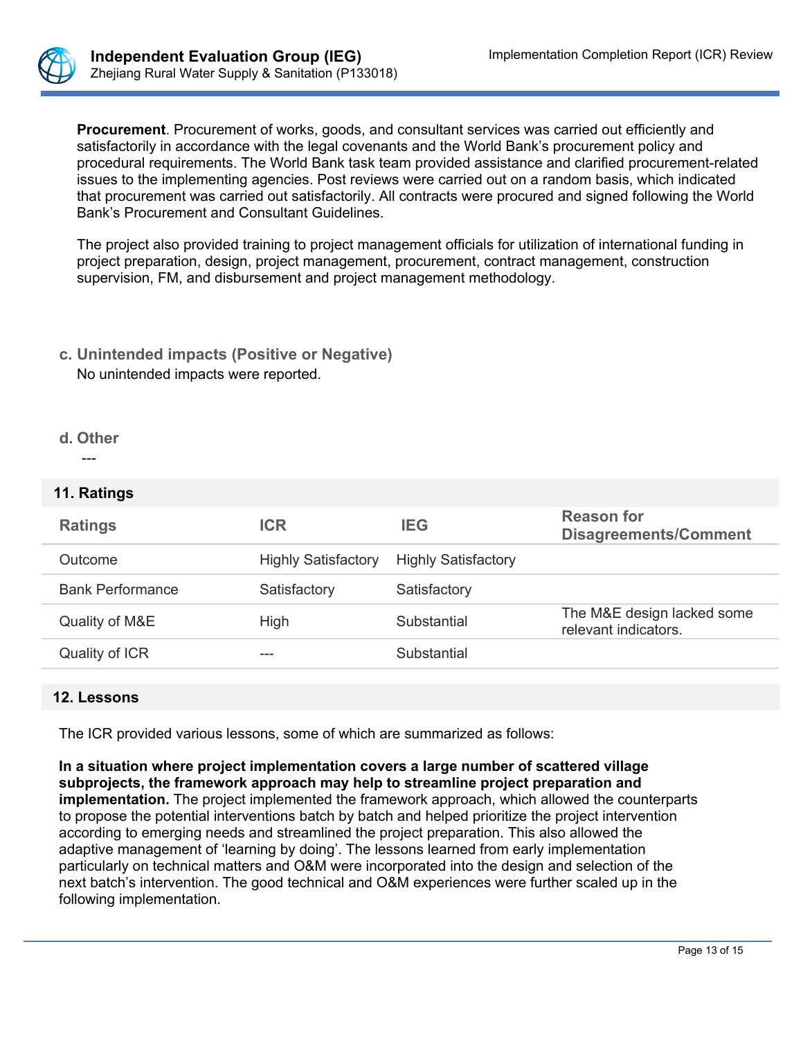**Procurement**. Procurement of works, goods, and consultant services was carried out efficiently and satisfactorily in accordance with the legal covenants and the World Bank's procurement policy and procedural requirements. The World Bank task team provided assistance and clarified procurement-related issues to the implementing agencies. Post reviews were carried out on a random basis, which indicated that procurement was carried out satisfactorily. All contracts were procured and signed following the World Bank's Procurement and Consultant Guidelines.

The project also provided training to project management officials for utilization of international funding in project preparation, design, project management, procurement, contract management, construction supervision, FM, and disbursement and project management methodology.

### c. Unintended impacts (Positive or Negative)

No unintended impacts were reported.

### d. Other

---

## 11. Ratings

| Ratings | ICR | IEG | Reason for Disagreements/Comment |
|---|---|---|---|
| Outcome | Highly Satisfactory | Highly Satisfactory | |
| Bank Performance | Satisfactory | Satisfactory | |
| Quality of M&E | High | Substantial | The M&E design lacked some relevant indicators. |
| Quality of ICR | --- | Substantial | |

## 12. Lessons

The ICR provided various lessons, some of which are summarized as follows:

**In a situation where project implementation covers a large number of scattered village subprojects, the framework approach may help to streamline project preparation and implementation.** The project implemented the framework approach, which allowed the counterparts to propose the potential interventions batch by batch and helped prioritize the project intervention according to emerging needs and streamlined the project preparation. This also allowed the adaptive management of 'learning by doing'. The lessons learned from early implementation particularly on technical matters and O&M were incorporated into the design and selection of the next batch's intervention. The good technical and O&M experiences were further scaled up in the following implementation.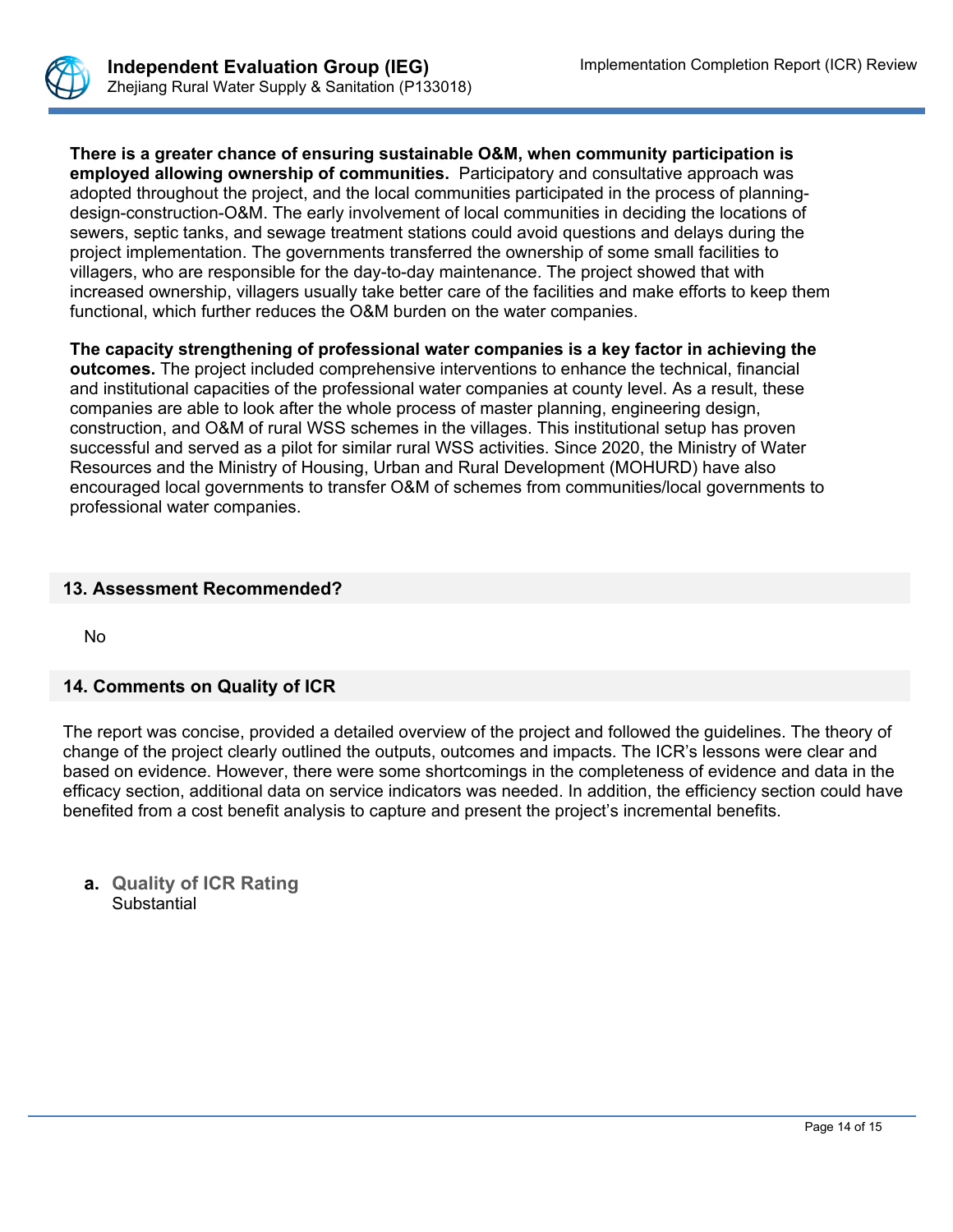**There is a greater chance of ensuring sustainable O&M, when community participation is employed allowing ownership of communities.** Participatory and consultative approach was adopted throughout the project, and the local communities participated in the process of planning-design-construction-O&M. The early involvement of local communities in deciding the locations of sewers, septic tanks, and sewage treatment stations could avoid questions and delays during the project implementation. The governments transferred the ownership of some small facilities to villagers, who are responsible for the day-to-day maintenance. The project showed that with increased ownership, villagers usually take better care of the facilities and make efforts to keep them functional, which further reduces the O&M burden on the water companies.

**The capacity strengthening of professional water companies is a key factor in achieving the outcomes.** The project included comprehensive interventions to enhance the technical, financial and institutional capacities of the professional water companies at county level. As a result, these companies are able to look after the whole process of master planning, engineering design, construction, and O&M of rural WSS schemes in the villages. This institutional setup has proven successful and served as a pilot for similar rural WSS activities. Since 2020, the Ministry of Water Resources and the Ministry of Housing, Urban and Rural Development (MOHURD) have also encouraged local governments to transfer O&M of schemes from communities/local governments to professional water companies.

## 13. Assessment Recommended?

No

## 14. Comments on Quality of ICR

The report was concise, provided a detailed overview of the project and followed the guidelines. The theory of change of the project clearly outlined the outputs, outcomes and impacts. The ICR's lessons were clear and based on evidence. However, there were some shortcomings in the completeness of evidence and data in the efficacy section, additional data on service indicators was needed. In addition, the efficiency section could have benefited from a cost benefit analysis to capture and present the project's incremental benefits.

**a. Quality of ICR Rating**
Substantial